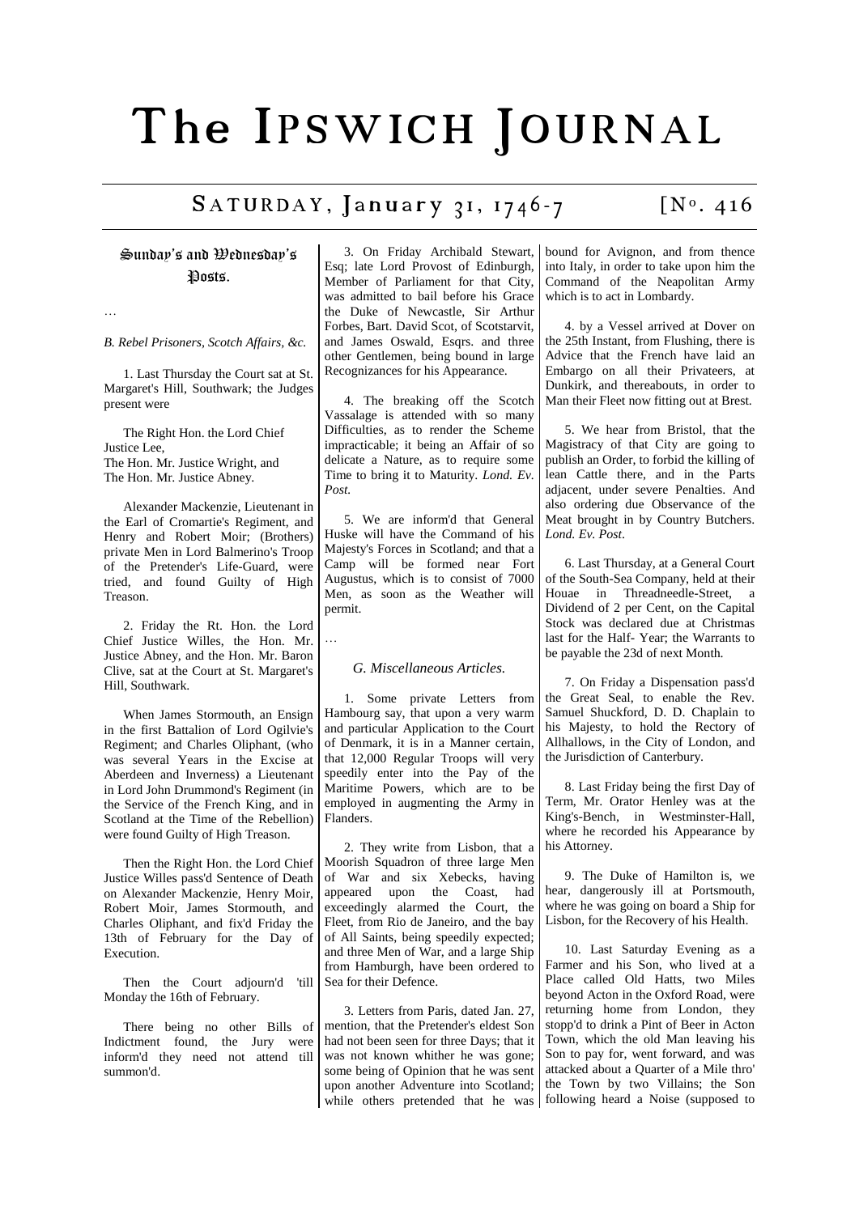# The IPSWICH JOURNAL

## SATURDAY, January 31, 1746-7 [No. 416

### Sunday's and Wednesday's Posts.

…

*B. Rebel Prisoners, Scotch Affairs, &c.*

1. Last Thursday the Court sat at St. Margaret's Hill, Southwark; the Judges present were

The Right Hon. the Lord Chief Justice Lee,
The Hon. Mr. Justice Wright, and
The Hon. Mr. Justice Abney.

Alexander Mackenzie, Lieutenant in the Earl of Cromartie's Regiment, and Henry and Robert Moir; (Brothers) private Men in Lord Balmerino's Troop of the Pretender's Life-Guard, were tried, and found Guilty of High Treason.

2. Friday the Rt. Hon. the Lord Chief Justice Willes, the Hon. Mr. Justice Abney, and the Hon. Mr. Baron Clive, sat at the Court at St. Margaret's Hill, Southwark.

When James Stormouth, an Ensign in the first Battalion of Lord Ogilvie's Regiment; and Charles Oliphant, (who was several Years in the Excise at Aberdeen and Inverness) a Lieutenant in Lord John Drummond's Regiment (in the Service of the French King, and in Scotland at the Time of the Rebellion) were found Guilty of High Treason.

Then the Right Hon. the Lord Chief Justice Willes pass'd Sentence of Death on Alexander Mackenzie, Henry Moir, Robert Moir, James Stormouth, and Charles Oliphant, and fix'd Friday the 13th of February for the Day of Execution.

Then the Court adjourn'd 'till Monday the 16th of February.

There being no other Bills of Indictment found, the Jury were inform'd they need not attend till summon'd.

3. On Friday Archibald Stewart, Esq; late Lord Provost of Edinburgh, Member of Parliament for that City, was admitted to bail before his Grace the Duke of Newcastle, Sir Arthur Forbes, Bart. David Scot, of Scotstarvit, and James Oswald, Esqrs. and three other Gentlemen, being bound in large Recognizances for his Appearance.

4. The breaking off the Scotch Vassalage is attended with so many Difficulties, as to render the Scheme impracticable; it being an Affair of so delicate a Nature, as to require some Time to bring it to Maturity. *Lond. Ev. Post.*

5. We are inform'd that General Huske will have the Command of his Majesty's Forces in Scotland; and that a Camp will be formed near Fort Augustus, which is to consist of 7000 Men, as soon as the Weather will permit.

…

*G. Miscellaneous Articles.*

1. Some private Letters from Hambourg say, that upon a very warm and particular Application to the Court of Denmark, it is in a Manner certain, that 12,000 Regular Troops will very speedily enter into the Pay of the Maritime Powers, which are to be employed in augmenting the Army in Flanders.

2. They write from Lisbon, that a Moorish Squadron of three large Men of War and six Xebecks, having appeared upon the Coast, had exceedingly alarmed the Court, the Fleet, from Rio de Janeiro, and the bay of All Saints, being speedily expected; and three Men of War, and a large Ship from Hamburgh, have been ordered to Sea for their Defence.

3. Letters from Paris, dated Jan. 27, mention, that the Pretender's eldest Son had not been seen for three Days; that it was not known whither he was gone; some being of Opinion that he was sent upon another Adventure into Scotland; while others pretended that he was bound for Avignon, and from thence into Italy, in order to take upon him the Command of the Neapolitan Army which is to act in Lombardy.

4. by a Vessel arrived at Dover on the 25th Instant, from Flushing, there is Advice that the French have laid an Embargo on all their Privateers, at Dunkirk, and thereabouts, in order to Man their Fleet now fitting out at Brest.

5. We hear from Bristol, that the Magistracy of that City are going to publish an Order, to forbid the killing of lean Cattle there, and in the Parts adjacent, under severe Penalties. And also ordering due Observance of the Meat brought in by Country Butchers. *Lond. Ev. Post*.

6. Last Thursday, at a General Court of the South-Sea Company, held at their Houae in Threadneedle-Street, a Dividend of 2 per Cent, on the Capital Stock was declared due at Christmas last for the Half- Year; the Warrants to be payable the 23d of next Month.

7. On Friday a Dispensation pass'd the Great Seal, to enable the Rev. Samuel Shuckford, D. D. Chaplain to his Majesty, to hold the Rectory of Allhallows, in the City of London, and the Jurisdiction of Canterbury.

8. Last Friday being the first Day of Term, Mr. Orator Henley was at the King's-Bench, in Westminster-Hall, where he recorded his Appearance by his Attorney.

9. The Duke of Hamilton is, we hear, dangerously ill at Portsmouth, where he was going on board a Ship for Lisbon, for the Recovery of his Health.

10. Last Saturday Evening as a Farmer and his Son, who lived at a Place called Old Hatts, two Miles beyond Acton in the Oxford Road, were returning home from London, they stopp'd to drink a Pint of Beer in Acton Town, which the old Man leaving his Son to pay for, went forward, and was attacked about a Quarter of a Mile thro' the Town by two Villains; the Son following heard a Noise (supposed to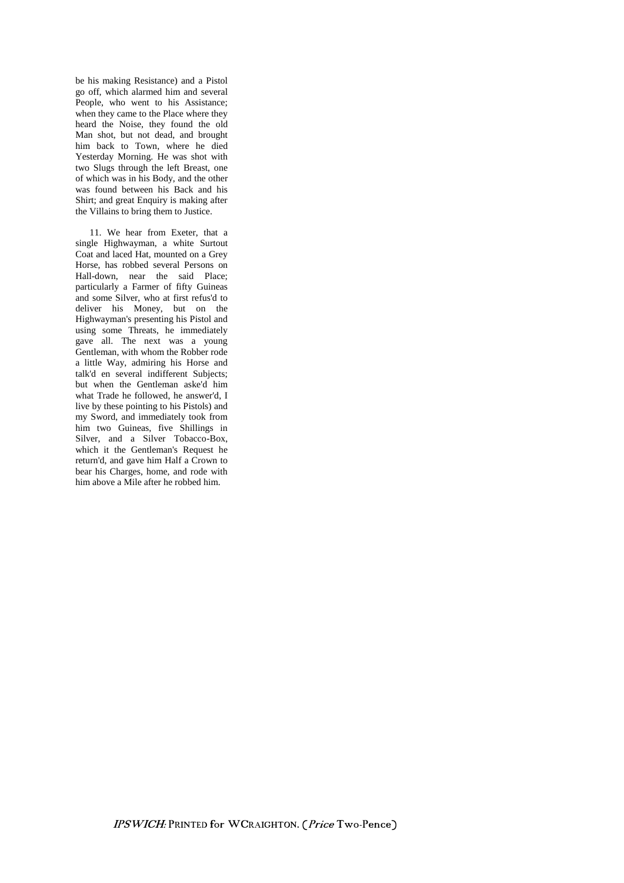be his making Resistance) and a Pistol go off, which alarmed him and several People, who went to his Assistance; when they came to the Place where they heard the Noise, they found the old Man shot, but not dead, and brought him back to Town, where he died Yesterday Morning. He was shot with two Slugs through the left Breast, one of which was in his Body, and the other was found between his Back and his Shirt; and great Enquiry is making after the Villains to bring them to Justice.

11. We hear from Exeter, that a single Highwayman, a white Surtout Coat and laced Hat, mounted on a Grey Horse, has robbed several Persons on Hall-down, near the said Place; particularly a Farmer of fifty Guineas and some Silver, who at first refus'd to deliver his Money, but on the Highwayman's presenting his Pistol and using some Threats, he immediately gave all. The next was a young Gentleman, with whom the Robber rode a little Way, admiring his Horse and talk'd en several indifferent Subjects; but when the Gentleman aske'd him what Trade he followed, he answer'd, I live by these pointing to his Pistols) and my Sword, and immediately took from him two Guineas, five Shillings in Silver, and a Silver Tobacco-Box, which it the Gentleman's Request he return'd, and gave him Half a Crown to bear his Charges, home, and rode with him above a Mile after he robbed him.

*IPSWICH:* PRINTED for W CRAIGHTON. (*Price* Two-Pence)